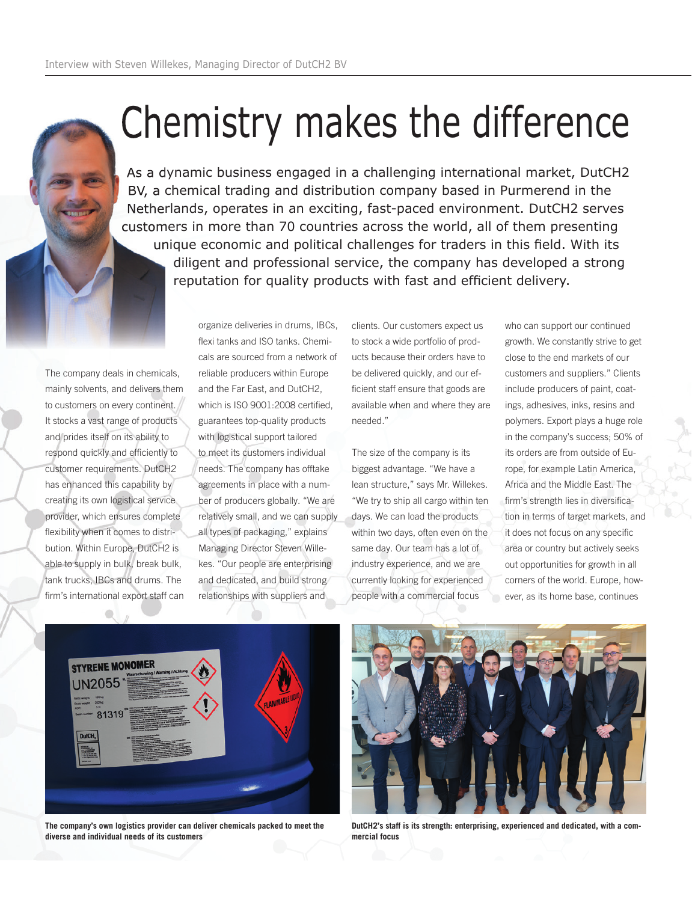# Chemistry makes the difference

As a dynamic business engaged in a challenging international market, DutCH2 BV, a chemical trading and distribution company based in Purmerend in the Netherlands, operates in an exciting, fast-paced environment. DutCH2 serves customers in more than 70 countries across the world, all of them presenting unique economic and political challenges for traders in this field. With its diligent and professional service, the company has developed a strong reputation for quality products with fast and efficient delivery.

The company deals in chemicals, mainly solvents, and delivers them to customers on every continent. It stocks a vast range of products and prides itself on its ability to respond quickly and efficiently to customer requirements. DutCH2 has enhanced this capability by creating its own logistical service provider, which ensures complete flexibility when it comes to distribution. Within Europe, DutCH2 is able to supply in bulk, break bulk, tank trucks, IBCs and drums. The firm's international export staff can organize deliveries in drums, IBCs, flexi tanks and ISO tanks. Chemicals are sourced from a network of reliable producers within Europe and the Far East, and DutCH2, which is ISO 9001:2008 certified, guarantees top-quality products with logistical support tailored to meet its customers individual needs. The company has offtake agreements in place with a number of producers globally. "We are relatively small, and we can supply all types of packaging," explains Managing Director Steven Willekes. "Our people are enterprising and dedicated, and build strong relationships with suppliers and clients. Our customers expect us to stock a wide portfolio of products because their orders have to be delivered quickly, and our efficient staff ensure that goods are available when and where they are needed."

The size of the company is its biggest advantage. "We have a lean structure," says Mr. Willekes. "We try to ship all cargo within ten days. We can load the products within two days, often even on the same day. Our team has a lot of industry experience, and we are currently looking for experienced people with a commercial focus who can support our continued growth. We constantly strive to get close to the end markets of our customers and suppliers." Clients include producers of paint, coatings, adhesives, inks, resins and polymers. Export plays a huge role in the company's success; 50% of its orders are from outside of Europe, for example Latin America, Africa and the Middle East. The firm's strength lies in diversification in terms of target markets, and it does not focus on any specific area or country but actively seeks out opportunities for growth in all corners of the world. Europe, however, as its home base, continues

**The company's own logistics provider can deliver chemicals packed to meet the diverse and individual needs of its customers**

**DutCH2's staff is its strength: enterprising, experienced and dedicated, with a commercial focus**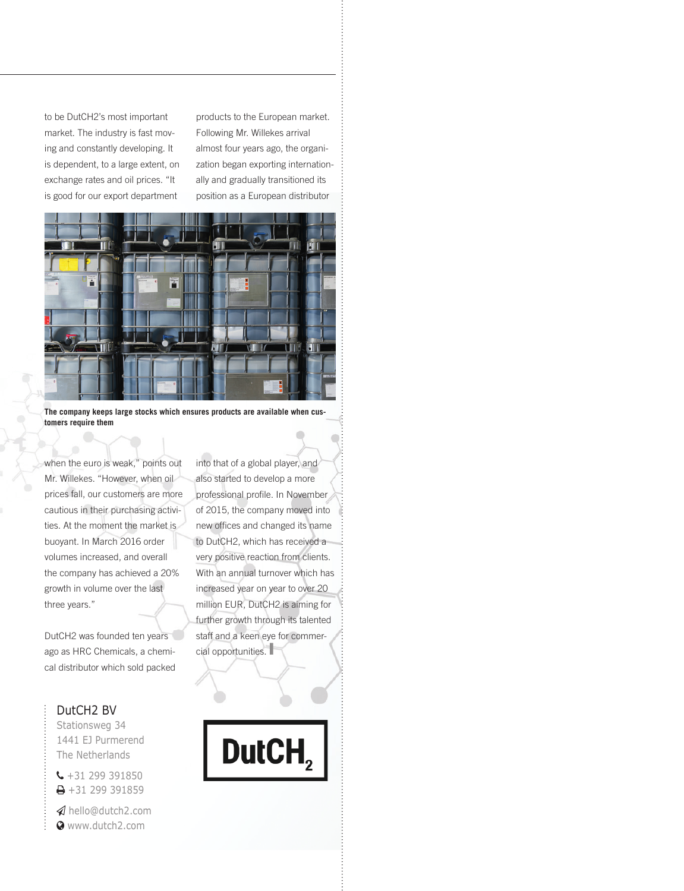to be DutCH2's most important market. The industry is fast moving and constantly developing. It is dependent, to a large extent, on exchange rates and oil prices. "It is good for our export department when the euro is weak," points out Mr. Willekes. "However, when oil prices fall, our customers are more cautious in their purchasing activities. At the moment the market is buoyant. In March 2016 order volumes increased, and overall the company has achieved a 20% growth in volume over the last three years."

**The company keeps large stocks which ensures products are available when customers require them**

DutCH2 was founded ten years ago as HRC Chemicals, a chemical distributor which sold packed products to the European market. Following Mr. Willekes arrival almost four years ago, the organization began exporting internationally and gradually transitioned its position as a European distributor into that of a global player, and also started to develop a more professional profile. In November of 2015, the company moved into new offices and changed its name to DutCH2, which has received a very positive reaction from clients. With an annual turnover which has increased year on year to over 20 million EUR, DutCH2 is aiming for further growth through its talented staff and a keen eye for commercial opportunities.

DutCH2 BV
Stationsweg 34
1441 EJ Purmerend
The Netherlands

+31 299 391850
+31 299 391859

hello@dutch2.com
www.dutch2.com

DutCH$_2$